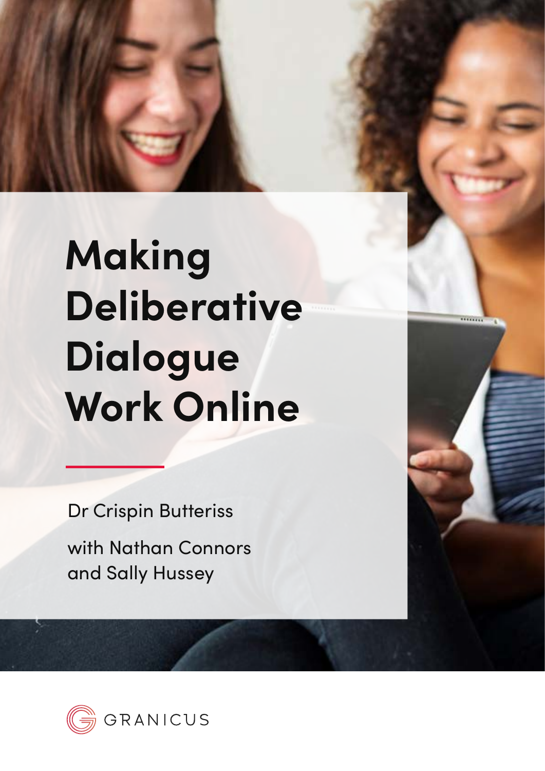# Making Deliberative Dialogue Work Online

Dr Crispin Butteriss

with Nathan Connors and Sally Hussey

GRANICUS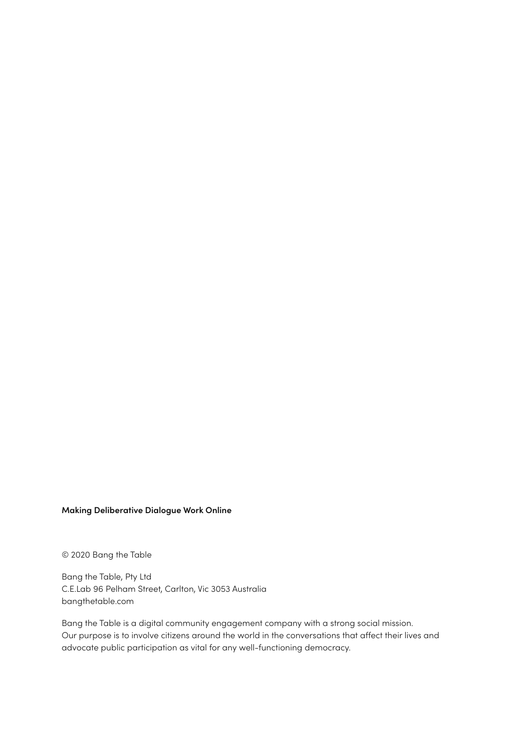**Making Deliberative Dialogue Work Online**

© 2020 Bang the Table

Bang the Table, Pty Ltd
C.E.Lab 96 Pelham Street, Carlton, Vic 3053 Australia
bangthetable.com

Bang the Table is a digital community engagement company with a strong social mission. Our purpose is to involve citizens around the world in the conversations that affect their lives and advocate public participation as vital for any well-functioning democracy.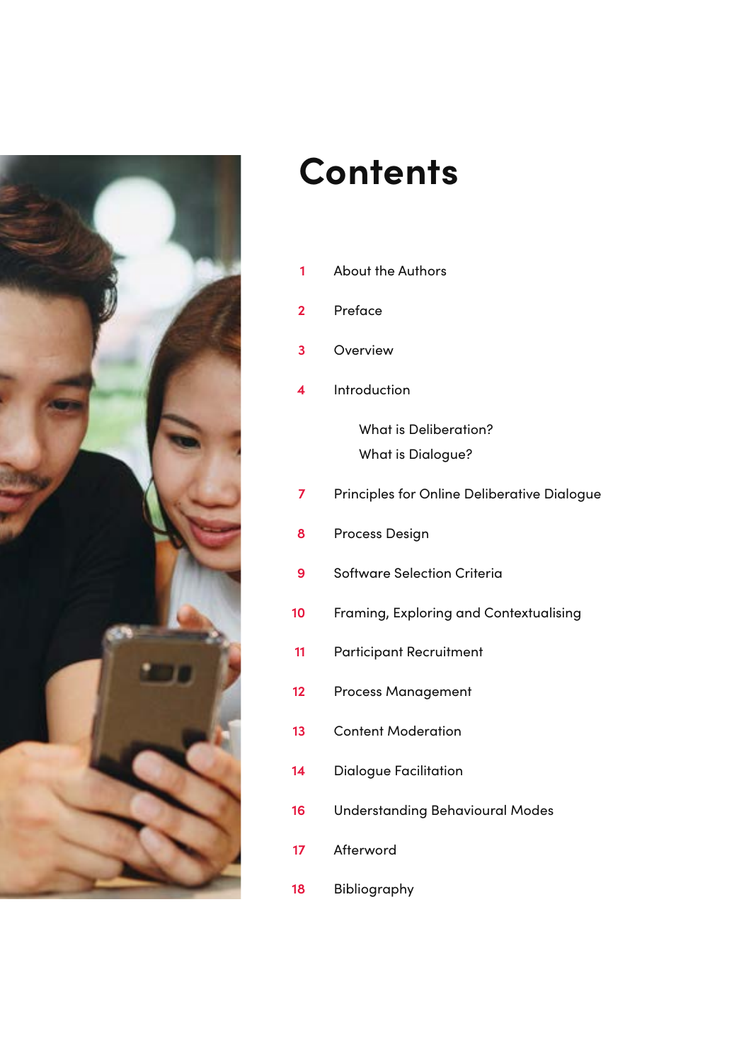# Contents

| | |
|---|---|
| 1 | About the Authors |
| 2 | Preface |
| 3 | Overview |
| 4 | Introduction |
| | What is Deliberation? |
| | What is Dialogue? |
| 7 | Principles for Online Deliberative Dialogue |
| 8 | Process Design |
| 9 | Software Selection Criteria |
| 10 | Framing, Exploring and Contextualising |
| 11 | Participant Recruitment |
| 12 | Process Management |
| 13 | Content Moderation |
| 14 | Dialogue Facilitation |
| 16 | Understanding Behavioural Modes |
| 17 | Afterword |
| 18 | Bibliography |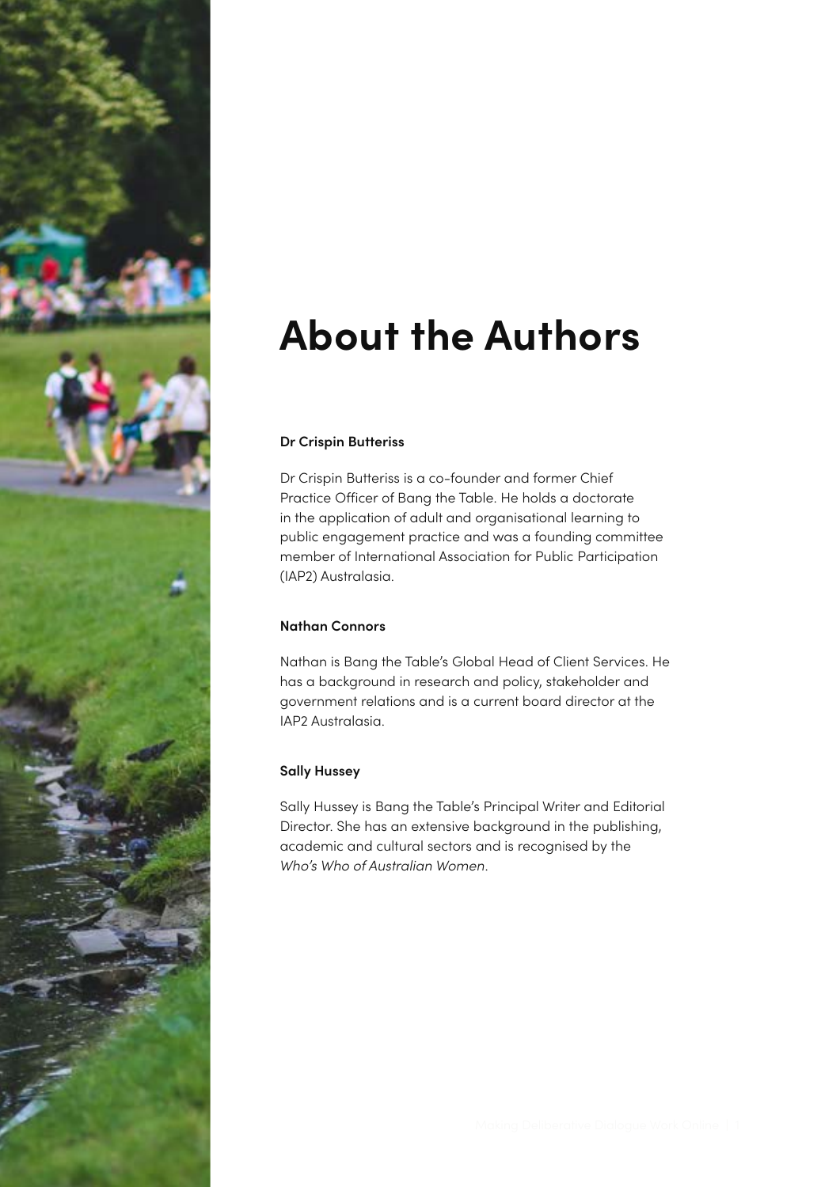# About the Authors

**Dr Crispin Butteriss**

Dr Crispin Butteriss is a co-founder and former Chief Practice Officer of Bang the Table. He holds a doctorate in the application of adult and organisational learning to public engagement practice and was a founding committee member of International Association for Public Participation (IAP2) Australasia.

**Nathan Connors**

Nathan is Bang the Table's Global Head of Client Services. He has a background in research and policy, stakeholder and government relations and is a current board director at the IAP2 Australasia.

**Sally Hussey**

Sally Hussey is Bang the Table's Principal Writer and Editorial Director. She has an extensive background in the publishing, academic and cultural sectors and is recognised by the *Who's Who of Australian Women*.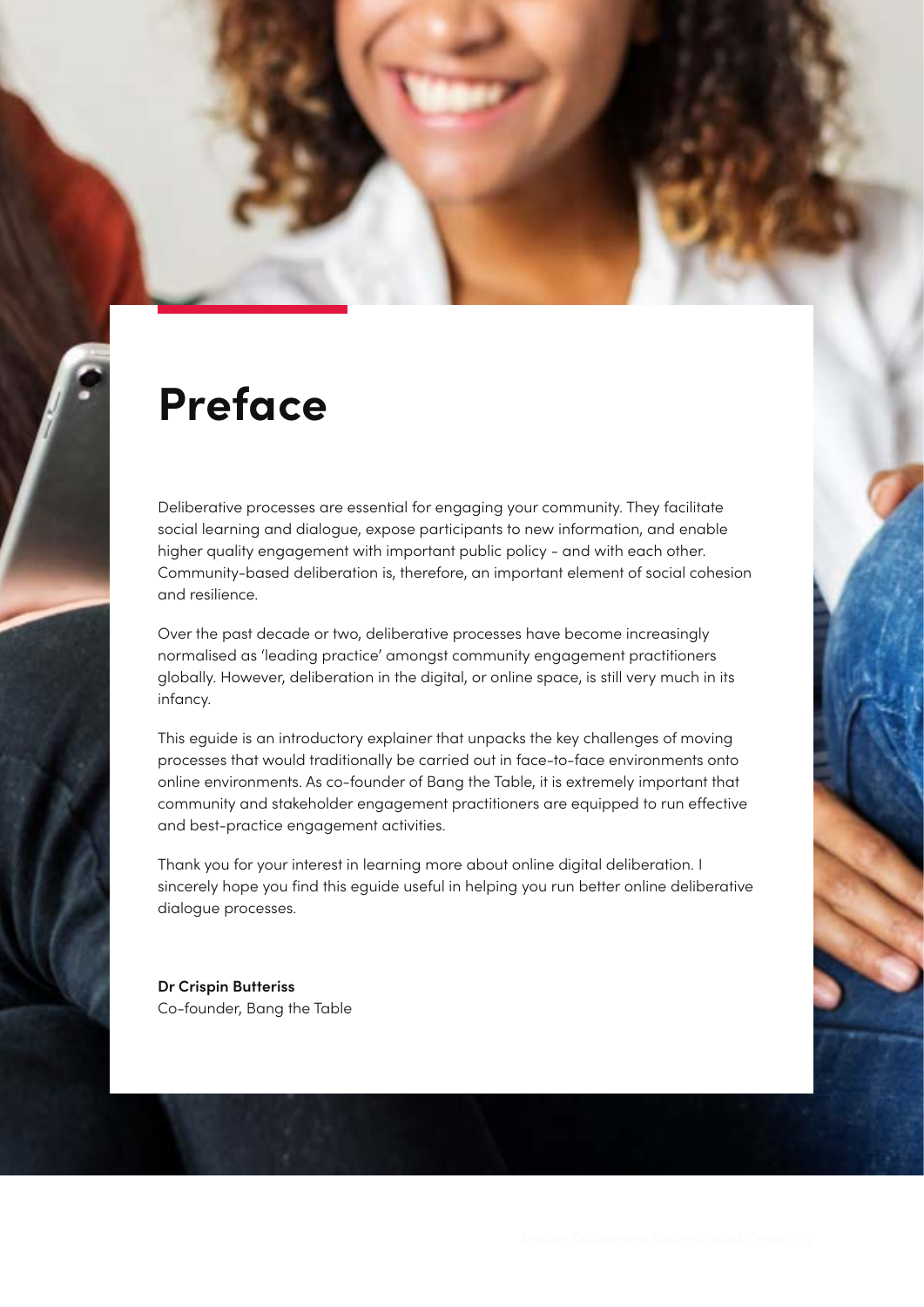# Preface

Deliberative processes are essential for engaging your community. They facilitate social learning and dialogue, expose participants to new information, and enable higher quality engagement with important public policy - and with each other. Community-based deliberation is, therefore, an important element of social cohesion and resilience.

Over the past decade or two, deliberative processes have become increasingly normalised as 'leading practice' amongst community engagement practitioners globally. However, deliberation in the digital, or online space, is still very much in its infancy.

This eguide is an introductory explainer that unpacks the key challenges of moving processes that would traditionally be carried out in face-to-face environments onto online environments. As co-founder of Bang the Table, it is extremely important that community and stakeholder engagement practitioners are equipped to run effective and best-practice engagement activities.

Thank you for your interest in learning more about online digital deliberation. I sincerely hope you find this eguide useful in helping you run better online deliberative dialogue processes.

**Dr Crispin Butteriss**
Co-founder, Bang the Table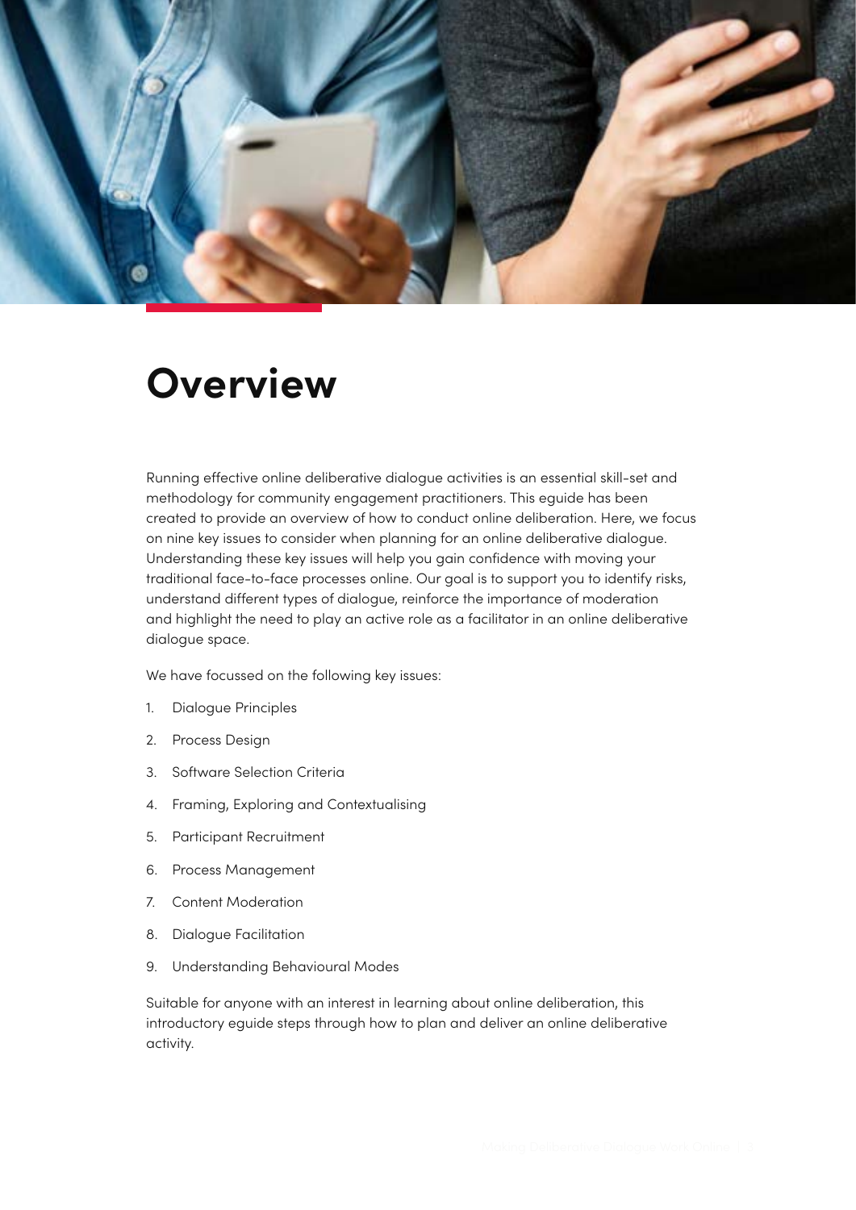# Overview

Running effective online deliberative dialogue activities is an essential skill-set and methodology for community engagement practitioners. This eguide has been created to provide an overview of how to conduct online deliberation. Here, we focus on nine key issues to consider when planning for an online deliberative dialogue. Understanding these key issues will help you gain confidence with moving your traditional face-to-face processes online. Our goal is to support you to identify risks, understand different types of dialogue, reinforce the importance of moderation and highlight the need to play an active role as a facilitator in an online deliberative dialogue space.

We have focussed on the following key issues:

1. Dialogue Principles
2. Process Design
3. Software Selection Criteria
4. Framing, Exploring and Contextualising
5. Participant Recruitment
6. Process Management
7. Content Moderation
8. Dialogue Facilitation
9. Understanding Behavioural Modes

Suitable for anyone with an interest in learning about online deliberation, this introductory eguide steps through how to plan and deliver an online deliberative activity.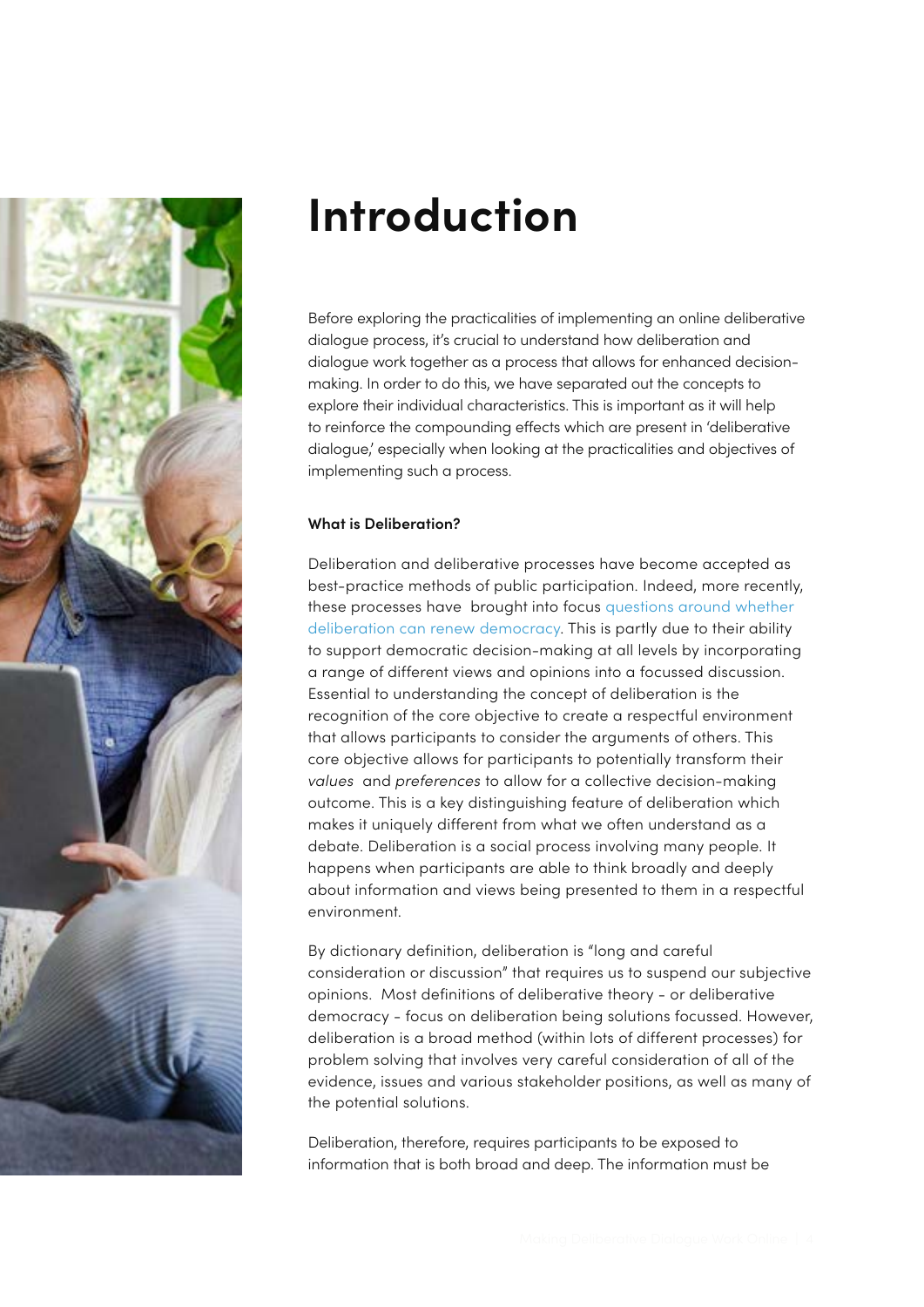# Introduction

Before exploring the practicalities of implementing an online deliberative dialogue process, it's crucial to understand how deliberation and dialogue work together as a process that allows for enhanced decision-making. In order to do this, we have separated out the concepts to explore their individual characteristics. This is important as it will help to reinforce the compounding effects which are present in 'deliberative dialogue,' especially when looking at the practicalities and objectives of implementing such a process.

**What is Deliberation?**

Deliberation and deliberative processes have become accepted as best-practice methods of public participation. Indeed, more recently, these processes have brought into focus questions around whether deliberation can renew democracy. This is partly due to their ability to support democratic decision-making at all levels by incorporating a range of different views and opinions into a focussed discussion. Essential to understanding the concept of deliberation is the recognition of the core objective to create a respectful environment that allows participants to consider the arguments of others. This core objective allows for participants to potentially transform their *values* and *preferences* to allow for a collective decision-making outcome. This is a key distinguishing feature of deliberation which makes it uniquely different from what we often understand as a debate. Deliberation is a social process involving many people. It happens when participants are able to think broadly and deeply about information and views being presented to them in a respectful environment.

By dictionary definition, deliberation is "long and careful consideration or discussion" that requires us to suspend our subjective opinions. Most definitions of deliberative theory - or deliberative democracy - focus on deliberation being solutions focussed. However, deliberation is a broad method (within lots of different processes) for problem solving that involves very careful consideration of all of the evidence, issues and various stakeholder positions, as well as many of the potential solutions.

Deliberation, therefore, requires participants to be exposed to information that is both broad and deep. The information must be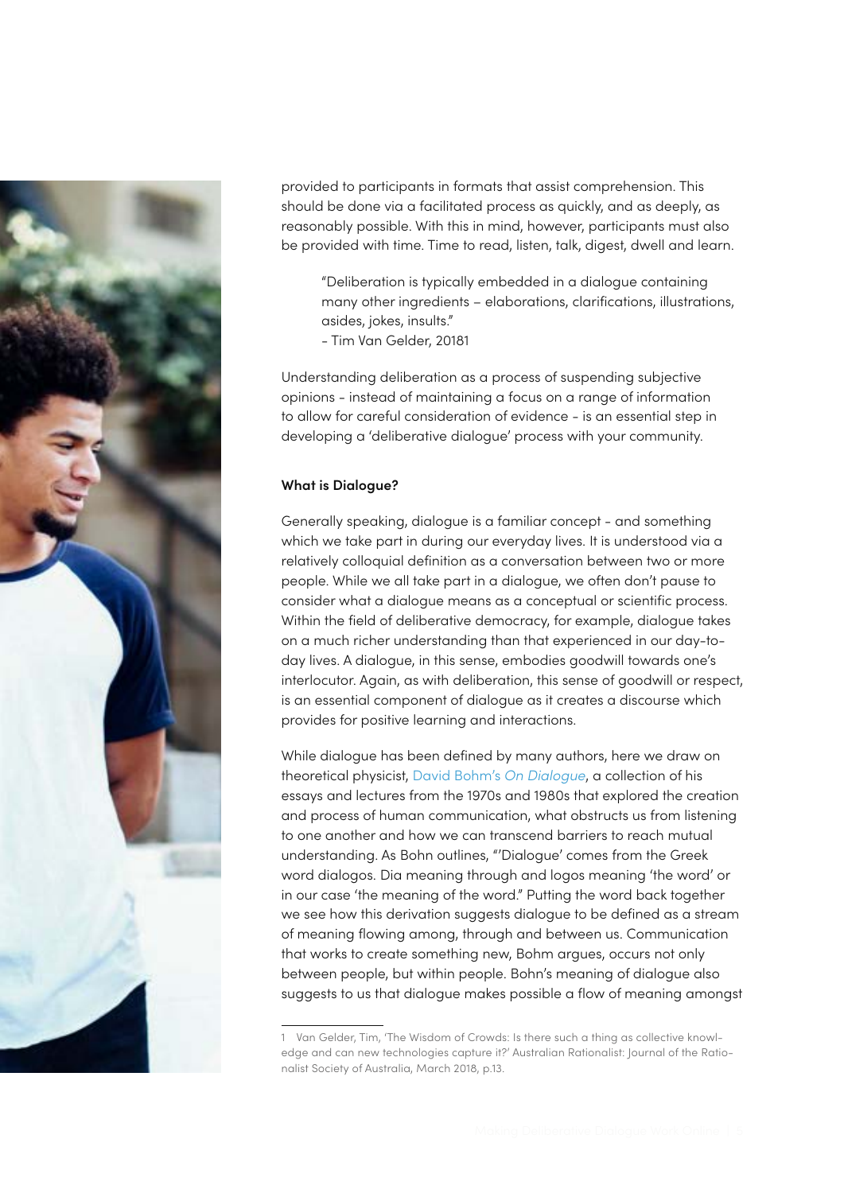provided to participants in formats that assist comprehension. This should be done via a facilitated process as quickly, and as deeply, as reasonably possible. With this in mind, however, participants must also be provided with time. Time to read, listen, talk, digest, dwell and learn.

> "Deliberation is typically embedded in a dialogue containing many other ingredients – elaborations, clarifications, illustrations, asides, jokes, insults."
> - Tim Van Gelder, 2018[1]

Understanding deliberation as a process of suspending subjective opinions - instead of maintaining a focus on a range of information to allow for careful consideration of evidence - is an essential step in developing a 'deliberative dialogue' process with your community.

**What is Dialogue?**

Generally speaking, dialogue is a familiar concept - and something which we take part in during our everyday lives. It is understood via a relatively colloquial definition as a conversation between two or more people. While we all take part in a dialogue, we often don't pause to consider what a dialogue means as a conceptual or scientific process. Within the field of deliberative democracy, for example, dialogue takes on a much richer understanding than that experienced in our day-to-day lives. A dialogue, in this sense, embodies goodwill towards one's interlocutor. Again, as with deliberation, this sense of goodwill or respect, is an essential component of dialogue as it creates a discourse which provides for positive learning and interactions.

While dialogue has been defined by many authors, here we draw on theoretical physicist, David Bohm's *On Dialogue*, a collection of his essays and lectures from the 1970s and 1980s that explored the creation and process of human communication, what obstructs us from listening to one another and how we can transcend barriers to reach mutual understanding. As Bohn outlines, "'Dialogue' comes from the Greek word dialogos. Dia meaning through and logos meaning 'the word' or in our case 'the meaning of the word." Putting the word back together we see how this derivation suggests dialogue to be defined as a stream of meaning flowing among, through and between us. Communication that works to create something new, Bohm argues, occurs not only between people, but within people. Bohn's meaning of dialogue also suggests to us that dialogue makes possible a flow of meaning amongst

---

1 Van Gelder, Tim, 'The Wisdom of Crowds: Is there such a thing as collective knowledge and can new technologies capture it?' Australian Rationalist: Journal of the Rationalist Society of Australia, March 2018, p.13.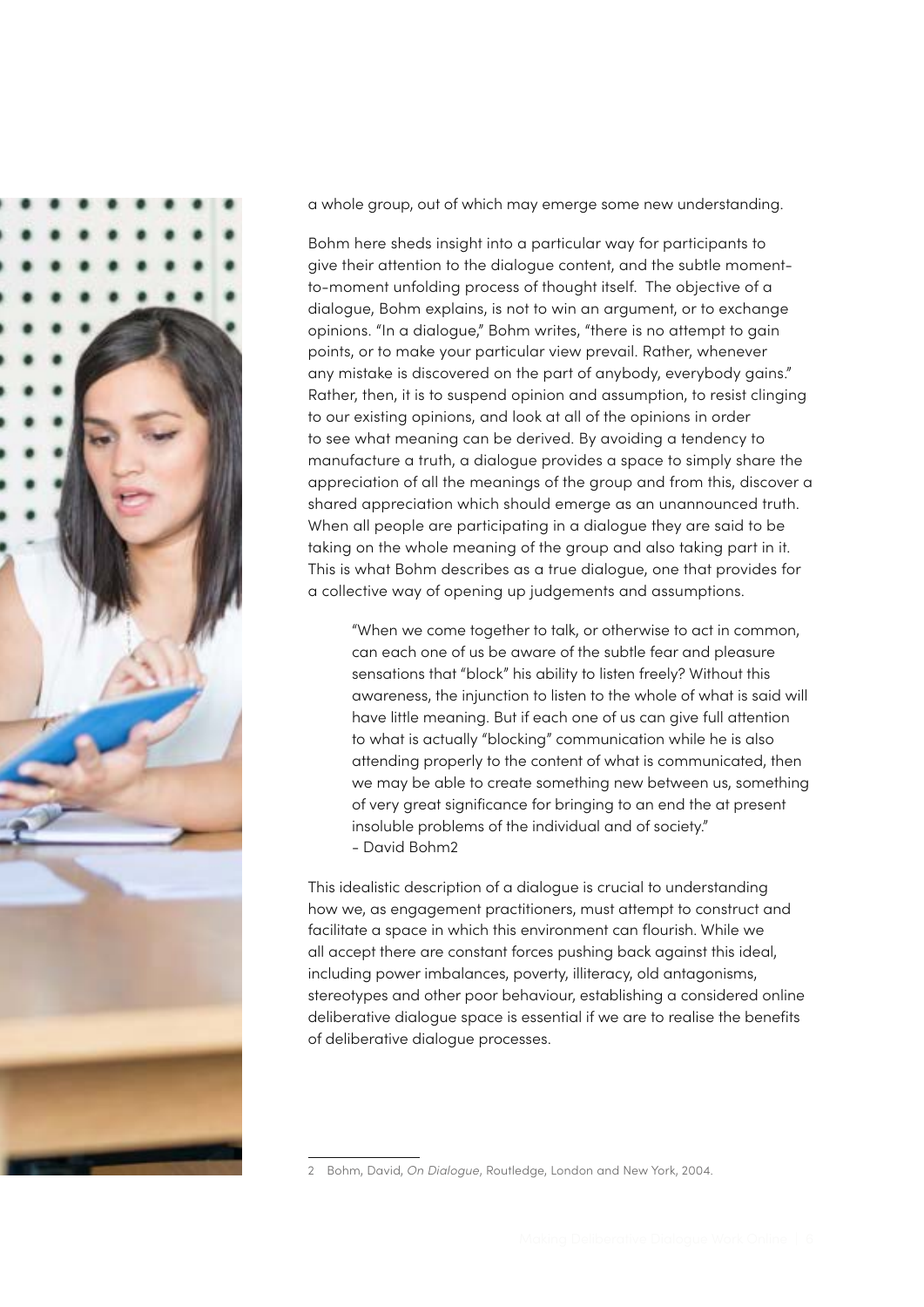a whole group, out of which may emerge some new understanding.

Bohm here sheds insight into a particular way for participants to give their attention to the dialogue content, and the subtle moment-to-moment unfolding process of thought itself. The objective of a dialogue, Bohm explains, is not to win an argument, or to exchange opinions. "In a dialogue," Bohm writes, "there is no attempt to gain points, or to make your particular view prevail. Rather, whenever any mistake is discovered on the part of anybody, everybody gains." Rather, then, it is to suspend opinion and assumption, to resist clinging to our existing opinions, and look at all of the opinions in order to see what meaning can be derived. By avoiding a tendency to manufacture a truth, a dialogue provides a space to simply share the appreciation of all the meanings of the group and from this, discover a shared appreciation which should emerge as an unannounced truth. When all people are participating in a dialogue they are said to be taking on the whole meaning of the group and also taking part in it. This is what Bohm describes as a true dialogue, one that provides for a collective way of opening up judgements and assumptions.

> "When we come together to talk, or otherwise to act in common, can each one of us be aware of the subtle fear and pleasure sensations that "block" his ability to listen freely? Without this awareness, the injunction to listen to the whole of what is said will have little meaning. But if each one of us can give full attention to what is actually "blocking" communication while he is also attending properly to the content of what is communicated, then we may be able to create something new between us, something of very great significance for bringing to an end the at present insoluble problems of the individual and of society."
> – David Bohm[2]

This idealistic description of a dialogue is crucial to understanding how we, as engagement practitioners, must attempt to construct and facilitate a space in which this environment can flourish. While we all accept there are constant forces pushing back against this ideal, including power imbalances, poverty, illiteracy, old antagonisms, stereotypes and other poor behaviour, establishing a considered online deliberative dialogue space is essential if we are to realise the benefits of deliberative dialogue processes.

---

2 Bohm, David, *On Dialogue*, Routledge, London and New York, 2004.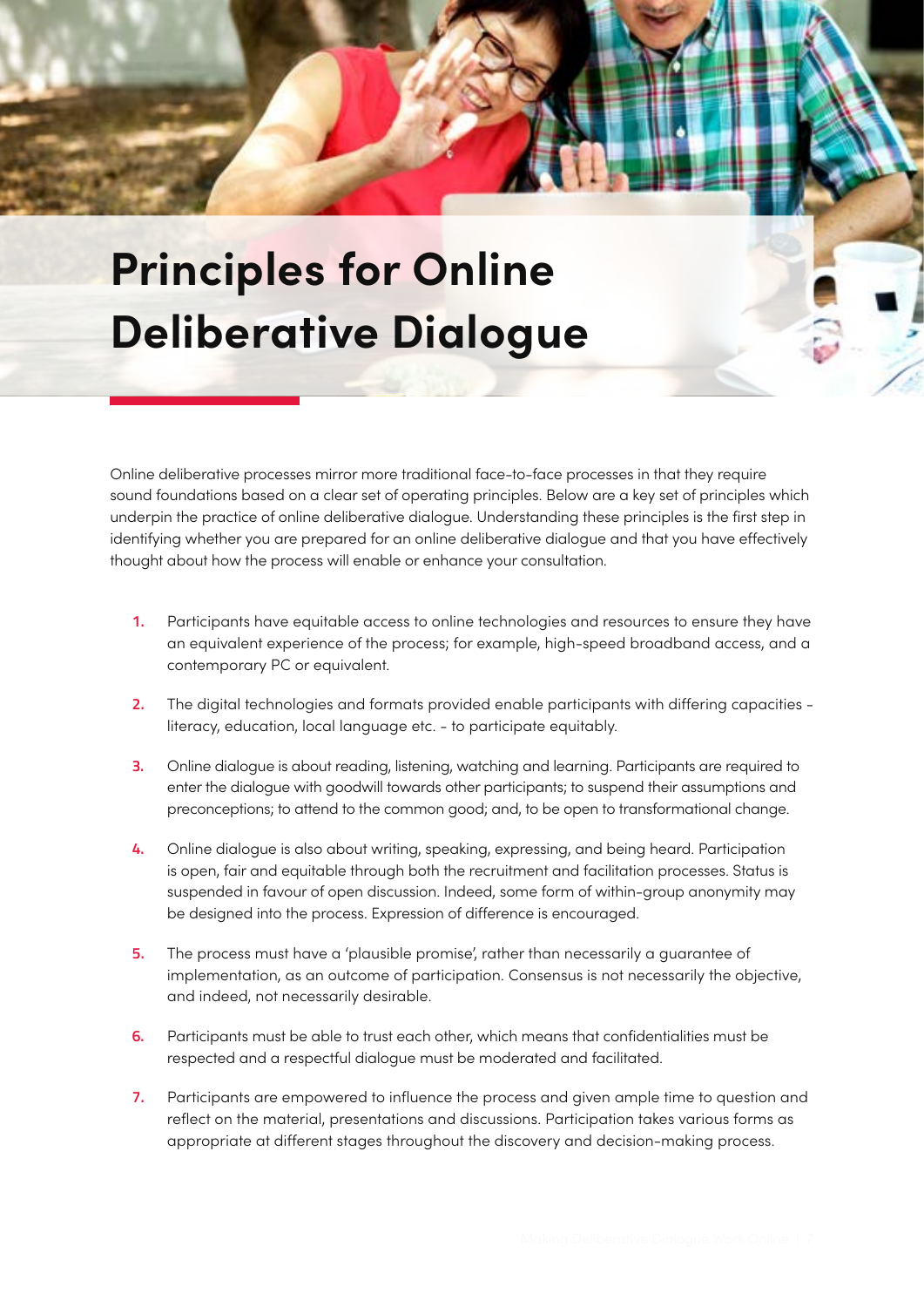# Principles for Online Deliberative Dialogue

Online deliberative processes mirror more traditional face-to-face processes in that they require sound foundations based on a clear set of operating principles. Below are a key set of principles which underpin the practice of online deliberative dialogue. Understanding these principles is the first step in identifying whether you are prepared for an online deliberative dialogue and that you have effectively thought about how the process will enable or enhance your consultation.

1. Participants have equitable access to online technologies and resources to ensure they have an equivalent experience of the process; for example, high-speed broadband access, and a contemporary PC or equivalent.
2. The digital technologies and formats provided enable participants with differing capacities - literacy, education, local language etc. - to participate equitably.
3. Online dialogue is about reading, listening, watching and learning. Participants are required to enter the dialogue with goodwill towards other participants; to suspend their assumptions and preconceptions; to attend to the common good; and, to be open to transformational change.
4. Online dialogue is also about writing, speaking, expressing, and being heard. Participation is open, fair and equitable through both the recruitment and facilitation processes. Status is suspended in favour of open discussion. Indeed, some form of within-group anonymity may be designed into the process. Expression of difference is encouraged.
5. The process must have a 'plausible promise', rather than necessarily a guarantee of implementation, as an outcome of participation. Consensus is not necessarily the objective, and indeed, not necessarily desirable.
6. Participants must be able to trust each other, which means that confidentialities must be respected and a respectful dialogue must be moderated and facilitated.
7. Participants are empowered to influence the process and given ample time to question and reflect on the material, presentations and discussions. Participation takes various forms as appropriate at different stages throughout the discovery and decision-making process.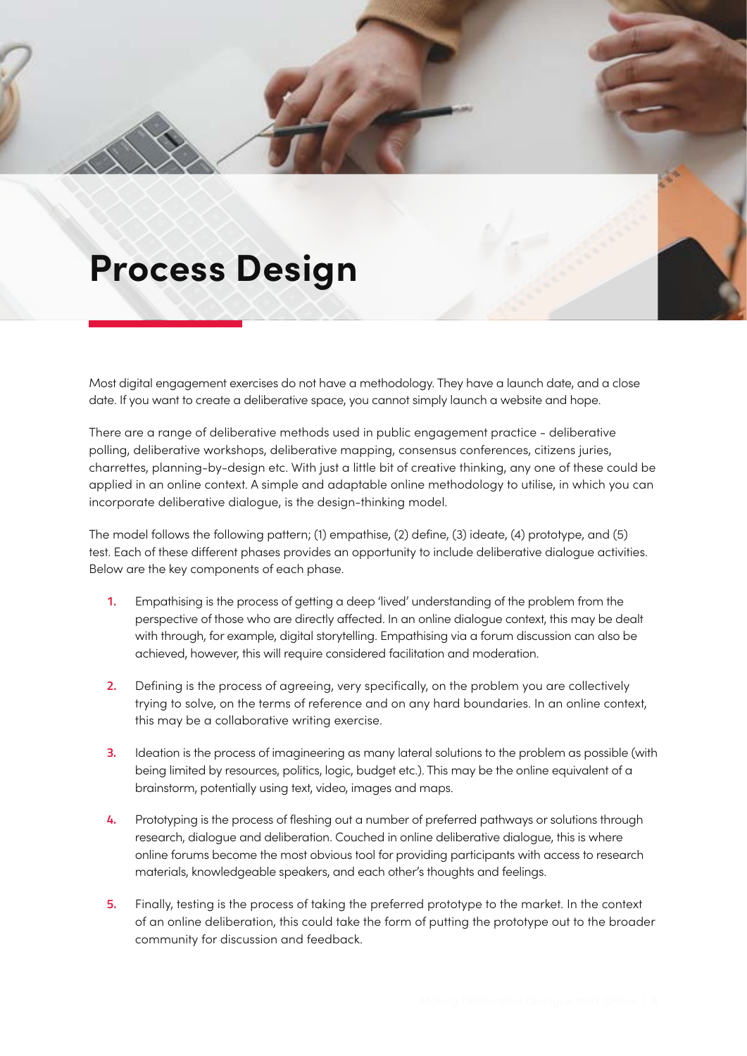# Process Design

Most digital engagement exercises do not have a methodology. They have a launch date, and a close date. If you want to create a deliberative space, you cannot simply launch a website and hope.

There are a range of deliberative methods used in public engagement practice - deliberative polling, deliberative workshops, deliberative mapping, consensus conferences, citizens juries, charrettes, planning-by-design etc. With just a little bit of creative thinking, any one of these could be applied in an online context. A simple and adaptable online methodology to utilise, in which you can incorporate deliberative dialogue, is the design-thinking model.

The model follows the following pattern; (1) empathise, (2) define, (3) ideate, (4) prototype, and (5) test. Each of these different phases provides an opportunity to include deliberative dialogue activities. Below are the key components of each phase.

1. Empathising is the process of getting a deep 'lived' understanding of the problem from the perspective of those who are directly affected. In an online dialogue context, this may be dealt with through, for example, digital storytelling. Empathising via a forum discussion can also be achieved, however, this will require considered facilitation and moderation.

2. Defining is the process of agreeing, very specifically, on the problem you are collectively trying to solve, on the terms of reference and on any hard boundaries. In an online context, this may be a collaborative writing exercise.

3. Ideation is the process of imagineering as many lateral solutions to the problem as possible (with being limited by resources, politics, logic, budget etc.). This may be the online equivalent of a brainstorm, potentially using text, video, images and maps.

4. Prototyping is the process of fleshing out a number of preferred pathways or solutions through research, dialogue and deliberation. Couched in online deliberative dialogue, this is where online forums become the most obvious tool for providing participants with access to research materials, knowledgeable speakers, and each other's thoughts and feelings.

5. Finally, testing is the process of taking the preferred prototype to the market. In the context of an online deliberation, this could take the form of putting the prototype out to the broader community for discussion and feedback.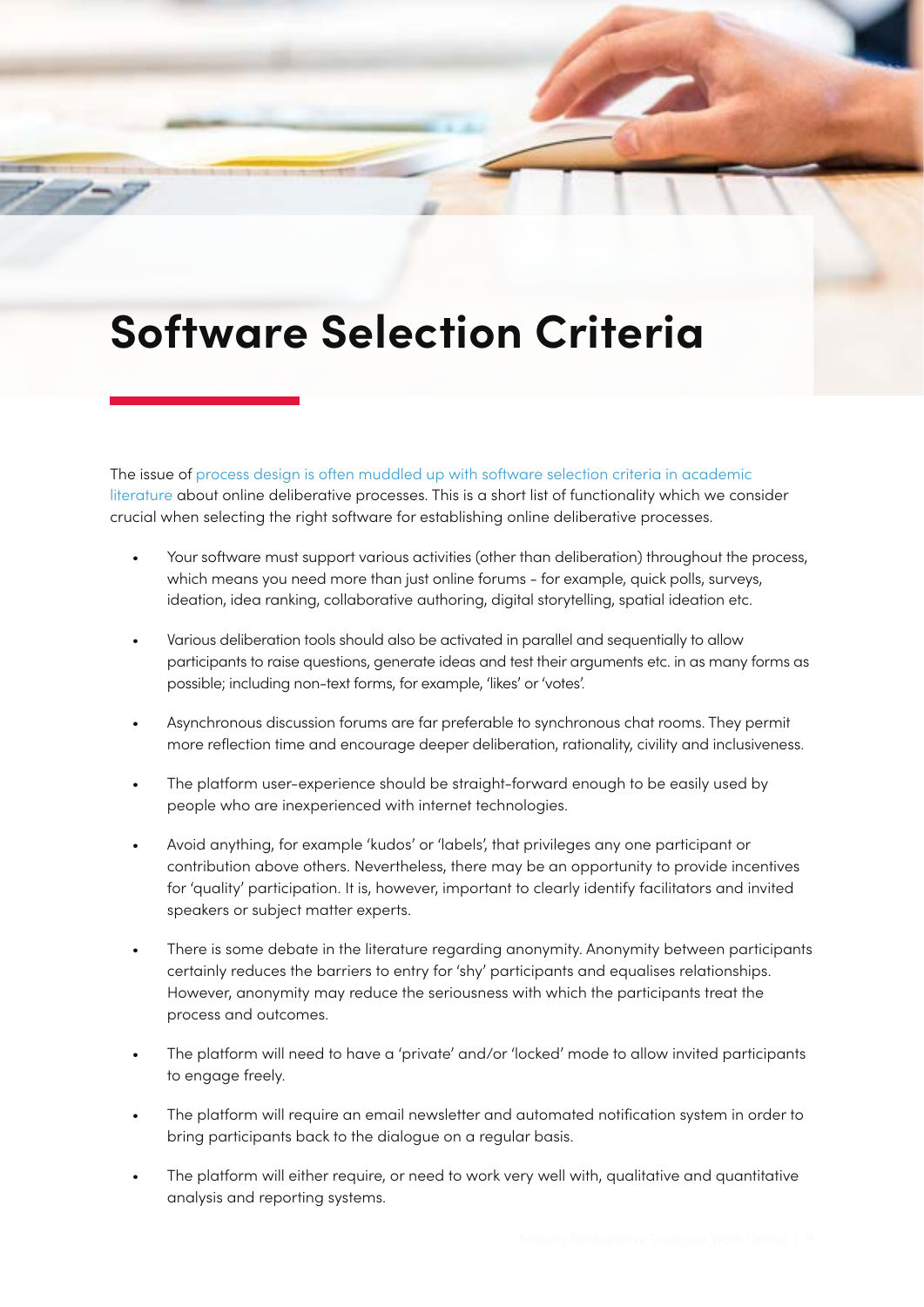# Software Selection Criteria

The issue of process design is often muddled up with software selection criteria in academic literature about online deliberative processes. This is a short list of functionality which we consider crucial when selecting the right software for establishing online deliberative processes.

- Your software must support various activities (other than deliberation) throughout the process, which means you need more than just online forums - for example, quick polls, surveys, ideation, idea ranking, collaborative authoring, digital storytelling, spatial ideation etc.

- Various deliberation tools should also be activated in parallel and sequentially to allow participants to raise questions, generate ideas and test their arguments etc. in as many forms as possible; including non-text forms, for example, 'likes' or 'votes'.

- Asynchronous discussion forums are far preferable to synchronous chat rooms. They permit more reflection time and encourage deeper deliberation, rationality, civility and inclusiveness.

- The platform user-experience should be straight-forward enough to be easily used by people who are inexperienced with internet technologies.

- Avoid anything, for example 'kudos' or 'labels', that privileges any one participant or contribution above others. Nevertheless, there may be an opportunity to provide incentives for 'quality' participation. It is, however, important to clearly identify facilitators and invited speakers or subject matter experts.

- There is some debate in the literature regarding anonymity. Anonymity between participants certainly reduces the barriers to entry for 'shy' participants and equalises relationships. However, anonymity may reduce the seriousness with which the participants treat the process and outcomes.

- The platform will need to have a 'private' and/or 'locked' mode to allow invited participants to engage freely.

- The platform will require an email newsletter and automated notification system in order to bring participants back to the dialogue on a regular basis.

- The platform will either require, or need to work very well with, qualitative and quantitative analysis and reporting systems.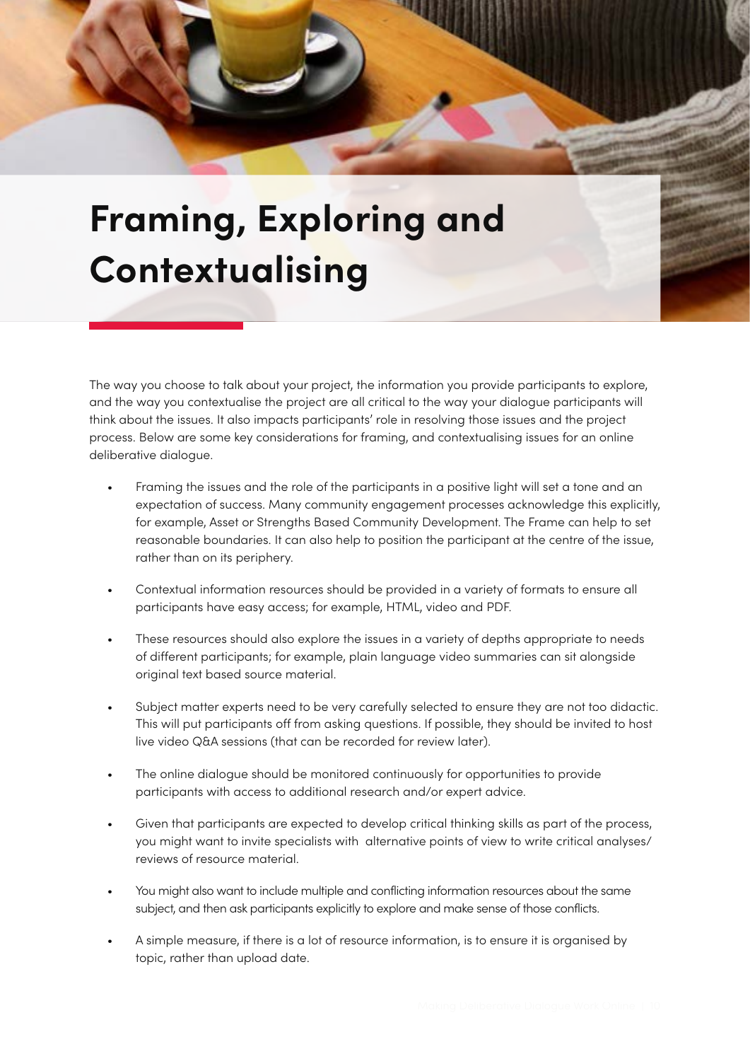# Framing, Exploring and Contextualising

The way you choose to talk about your project, the information you provide participants to explore, and the way you contextualise the project are all critical to the way your dialogue participants will think about the issues. It also impacts participants' role in resolving those issues and the project process. Below are some key considerations for framing, and contextualising issues for an online deliberative dialogue.

- Framing the issues and the role of the participants in a positive light will set a tone and an expectation of success. Many community engagement processes acknowledge this explicitly, for example, Asset or Strengths Based Community Development. The Frame can help to set reasonable boundaries. It can also help to position the participant at the centre of the issue, rather than on its periphery.

- Contextual information resources should be provided in a variety of formats to ensure all participants have easy access; for example, HTML, video and PDF.

- These resources should also explore the issues in a variety of depths appropriate to needs of different participants; for example, plain language video summaries can sit alongside original text based source material.

- Subject matter experts need to be very carefully selected to ensure they are not too didactic. This will put participants off from asking questions. If possible, they should be invited to host live video Q&A sessions (that can be recorded for review later).

- The online dialogue should be monitored continuously for opportunities to provide participants with access to additional research and/or expert advice.

- Given that participants are expected to develop critical thinking skills as part of the process, you might want to invite specialists with alternative points of view to write critical analyses/ reviews of resource material.

- You might also want to include multiple and conflicting information resources about the same subject, and then ask participants explicitly to explore and make sense of those conflicts.

- A simple measure, if there is a lot of resource information, is to ensure it is organised by topic, rather than upload date.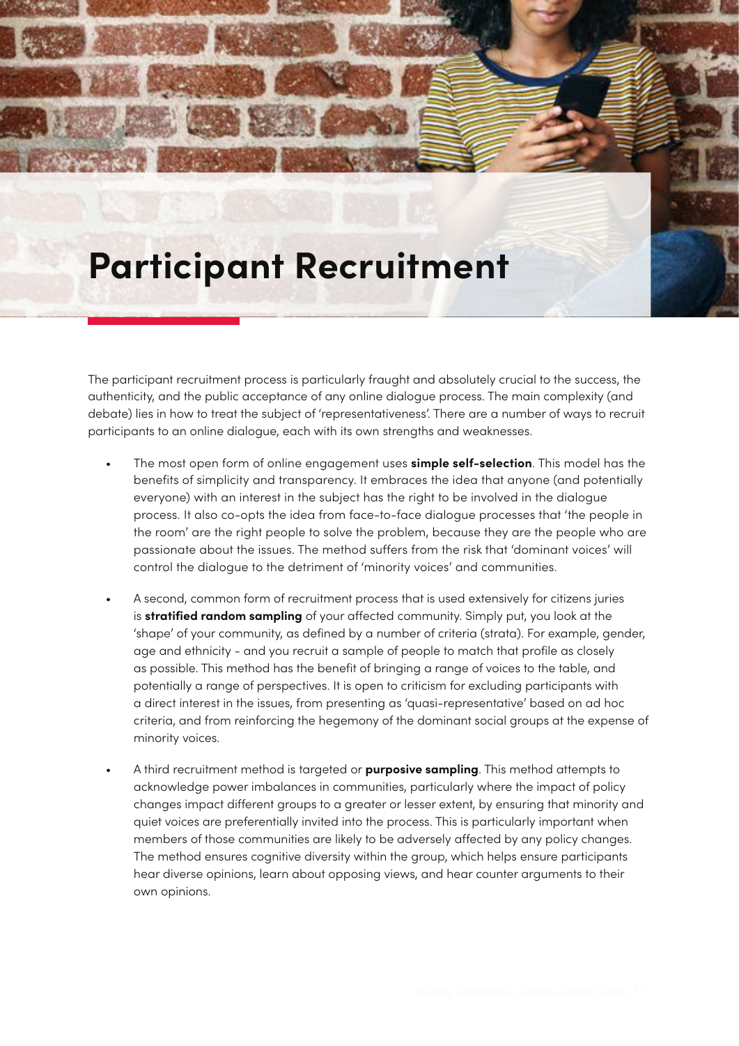# Participant Recruitment

The participant recruitment process is particularly fraught and absolutely crucial to the success, the authenticity, and the public acceptance of any online dialogue process. The main complexity (and debate) lies in how to treat the subject of 'representativeness'. There are a number of ways to recruit participants to an online dialogue, each with its own strengths and weaknesses.

- The most open form of online engagement uses **simple self-selection**. This model has the benefits of simplicity and transparency. It embraces the idea that anyone (and potentially everyone) with an interest in the subject has the right to be involved in the dialogue process. It also co-opts the idea from face-to-face dialogue processes that 'the people in the room' are the right people to solve the problem, because they are the people who are passionate about the issues. The method suffers from the risk that 'dominant voices' will control the dialogue to the detriment of 'minority voices' and communities.
- A second, common form of recruitment process that is used extensively for citizens juries is **stratified random sampling** of your affected community. Simply put, you look at the 'shape' of your community, as defined by a number of criteria (strata). For example, gender, age and ethnicity - and you recruit a sample of people to match that profile as closely as possible. This method has the benefit of bringing a range of voices to the table, and potentially a range of perspectives. It is open to criticism for excluding participants with a direct interest in the issues, from presenting as 'quasi-representative' based on ad hoc criteria, and from reinforcing the hegemony of the dominant social groups at the expense of minority voices.
- A third recruitment method is targeted or **purposive sampling**. This method attempts to acknowledge power imbalances in communities, particularly where the impact of policy changes impact different groups to a greater or lesser extent, by ensuring that minority and quiet voices are preferentially invited into the process. This is particularly important when members of those communities are likely to be adversely affected by any policy changes. The method ensures cognitive diversity within the group, which helps ensure participants hear diverse opinions, learn about opposing views, and hear counter arguments to their own opinions.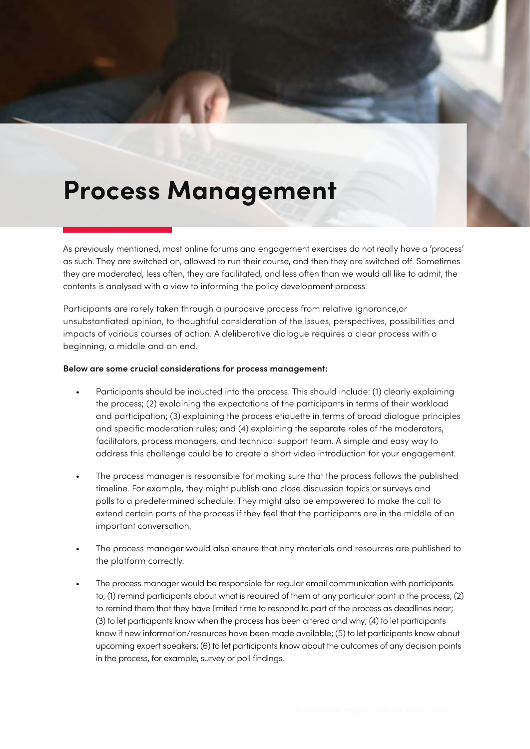# Process Management

As previously mentioned, most online forums and engagement exercises do not really have a 'process' as such. They are switched on, allowed to run their course, and then they are switched off. Sometimes they are moderated, less often, they are facilitated, and less often than we would all like to admit, the contents is analysed with a view to informing the policy development process.

Participants are rarely taken through a purposive process from relative ignorance,or unsubstantiated opinion, to thoughtful consideration of the issues, perspectives, possibilities and impacts of various courses of action. A deliberative dialogue requires a clear process with a beginning, a middle and an end.

**Below are some crucial considerations for process management:**

- Participants should be inducted into the process. This should include: (1) clearly explaining the process; (2) explaining the expectations of the participants in terms of their workload and participation; (3) explaining the process etiquette in terms of broad dialogue principles and specific moderation rules; and (4) explaining the separate roles of the moderators, facilitators, process managers, and technical support team. A simple and easy way to address this challenge could be to create a short video introduction for your engagement.
- The process manager is responsible for making sure that the process follows the published timeline. For example, they might publish and close discussion topics or surveys and polls to a predetermined schedule. They might also be empowered to make the call to extend certain parts of the process if they feel that the participants are in the middle of an important conversation.
- The process manager would also ensure that any materials and resources are published to the platform correctly.
- The process manager would be responsible for regular email communication with participants to; (1) remind participants about what is required of them at any particular point in the process; (2) to remind them that they have limited time to respond to part of the process as deadlines near; (3) to let participants know when the process has been altered and why; (4) to let participants know if new information/resources have been made available; (5) to let participants know about upcoming expert speakers; (6) to let participants know about the outcomes of any decision points in the process, for example, survey or poll findings.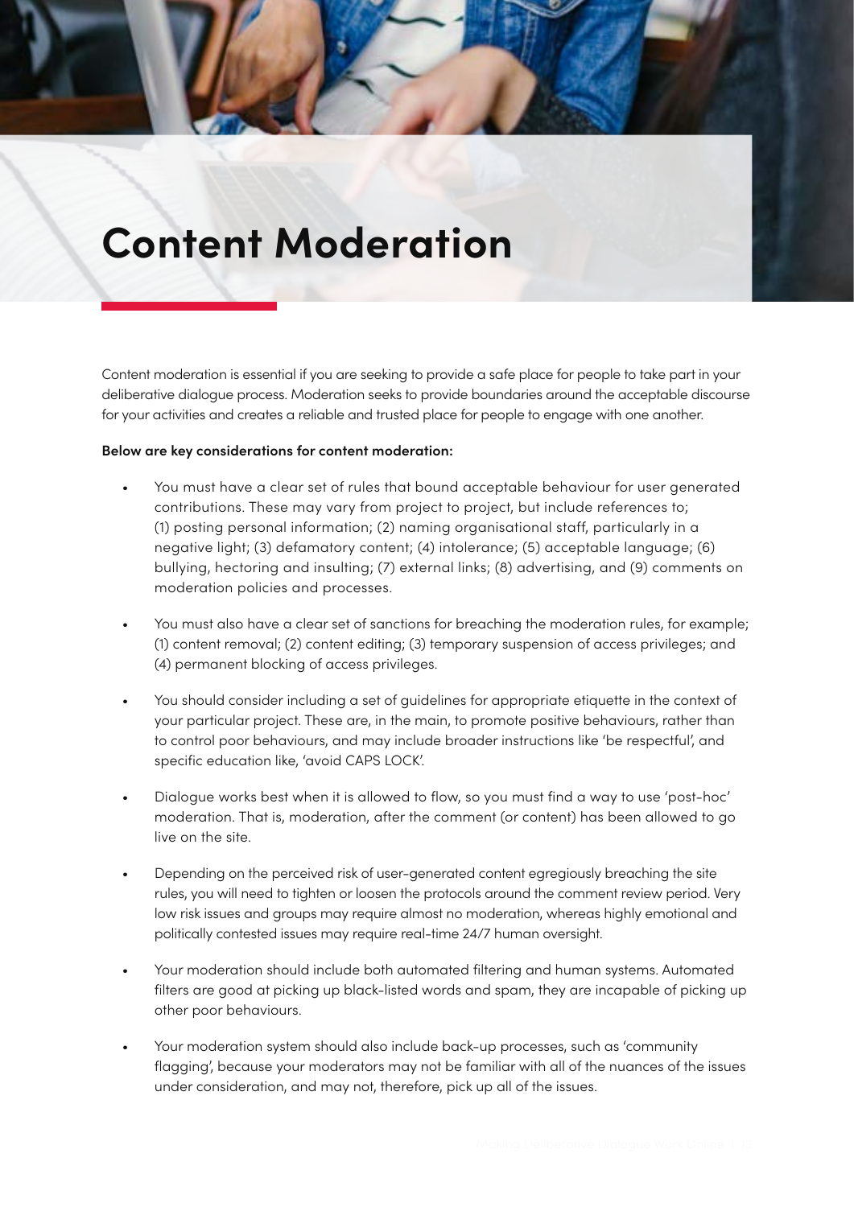# Content Moderation

Content moderation is essential if you are seeking to provide a safe place for people to take part in your deliberative dialogue process. Moderation seeks to provide boundaries around the acceptable discourse for your activities and creates a reliable and trusted place for people to engage with one another.

**Below are key considerations for content moderation:**

- You must have a clear set of rules that bound acceptable behaviour for user generated contributions. These may vary from project to project, but include references to; (1) posting personal information; (2) naming organisational staff, particularly in a negative light; (3) defamatory content; (4) intolerance; (5) acceptable language; (6) bullying, hectoring and insulting; (7) external links; (8) advertising, and (9) comments on moderation policies and processes.
- You must also have a clear set of sanctions for breaching the moderation rules, for example; (1) content removal; (2) content editing; (3) temporary suspension of access privileges; and (4) permanent blocking of access privileges.
- You should consider including a set of guidelines for appropriate etiquette in the context of your particular project. These are, in the main, to promote positive behaviours, rather than to control poor behaviours, and may include broader instructions like 'be respectful', and specific education like, 'avoid CAPS LOCK'.
- Dialogue works best when it is allowed to flow, so you must find a way to use 'post-hoc' moderation. That is, moderation, after the comment (or content) has been allowed to go live on the site.
- Depending on the perceived risk of user-generated content egregiously breaching the site rules, you will need to tighten or loosen the protocols around the comment review period. Very low risk issues and groups may require almost no moderation, whereas highly emotional and politically contested issues may require real-time 24/7 human oversight.
- Your moderation should include both automated filtering and human systems. Automated filters are good at picking up black-listed words and spam, they are incapable of picking up other poor behaviours.
- Your moderation system should also include back-up processes, such as 'community flagging', because your moderators may not be familiar with all of the nuances of the issues under consideration, and may not, therefore, pick up all of the issues.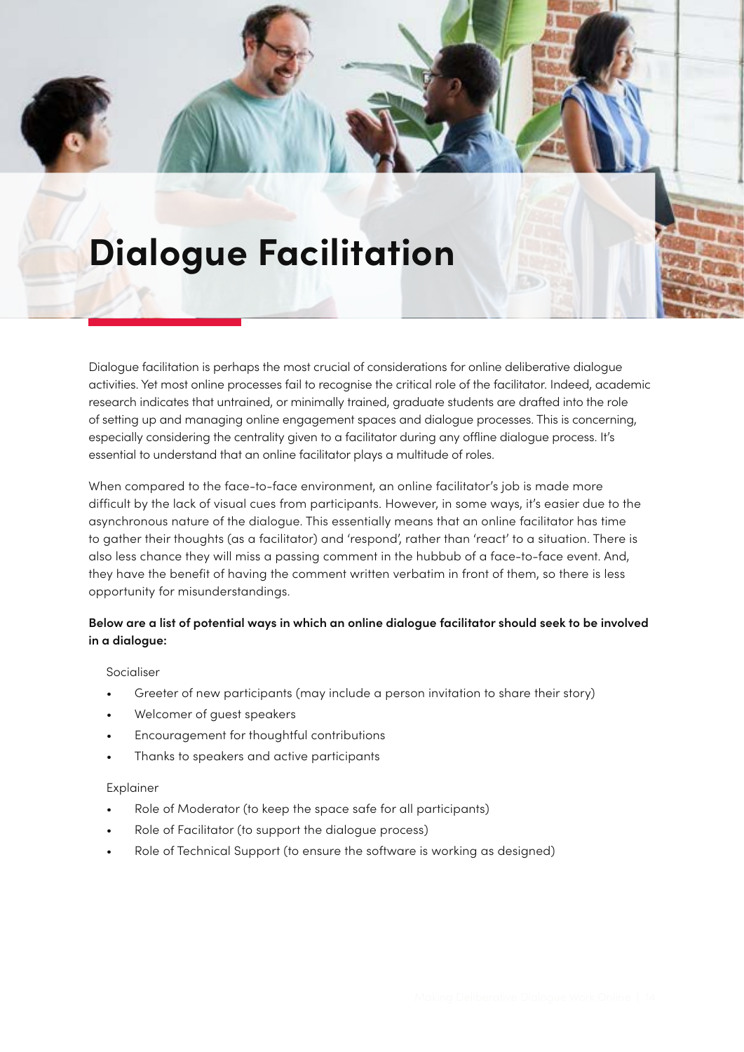# Dialogue Facilitation

Dialogue facilitation is perhaps the most crucial of considerations for online deliberative dialogue activities. Yet most online processes fail to recognise the critical role of the facilitator. Indeed, academic research indicates that untrained, or minimally trained, graduate students are drafted into the role of setting up and managing online engagement spaces and dialogue processes. This is concerning, especially considering the centrality given to a facilitator during any offline dialogue process. It's essential to understand that an online facilitator plays a multitude of roles.

When compared to the face-to-face environment, an online facilitator's job is made more difficult by the lack of visual cues from participants. However, in some ways, it's easier due to the asynchronous nature of the dialogue. This essentially means that an online facilitator has time to gather their thoughts (as a facilitator) and 'respond', rather than 'react' to a situation. There is also less chance they will miss a passing comment in the hubbub of a face-to-face event. And, they have the benefit of having the comment written verbatim in front of them, so there is less opportunity for misunderstandings.

**Below are a list of potential ways in which an online dialogue facilitator should seek to be involved in a dialogue:**

Socialiser

- Greeter of new participants (may include a person invitation to share their story)
- Welcomer of guest speakers
- Encouragement for thoughtful contributions
- Thanks to speakers and active participants

Explainer

- Role of Moderator (to keep the space safe for all participants)
- Role of Facilitator (to support the dialogue process)
- Role of Technical Support (to ensure the software is working as designed)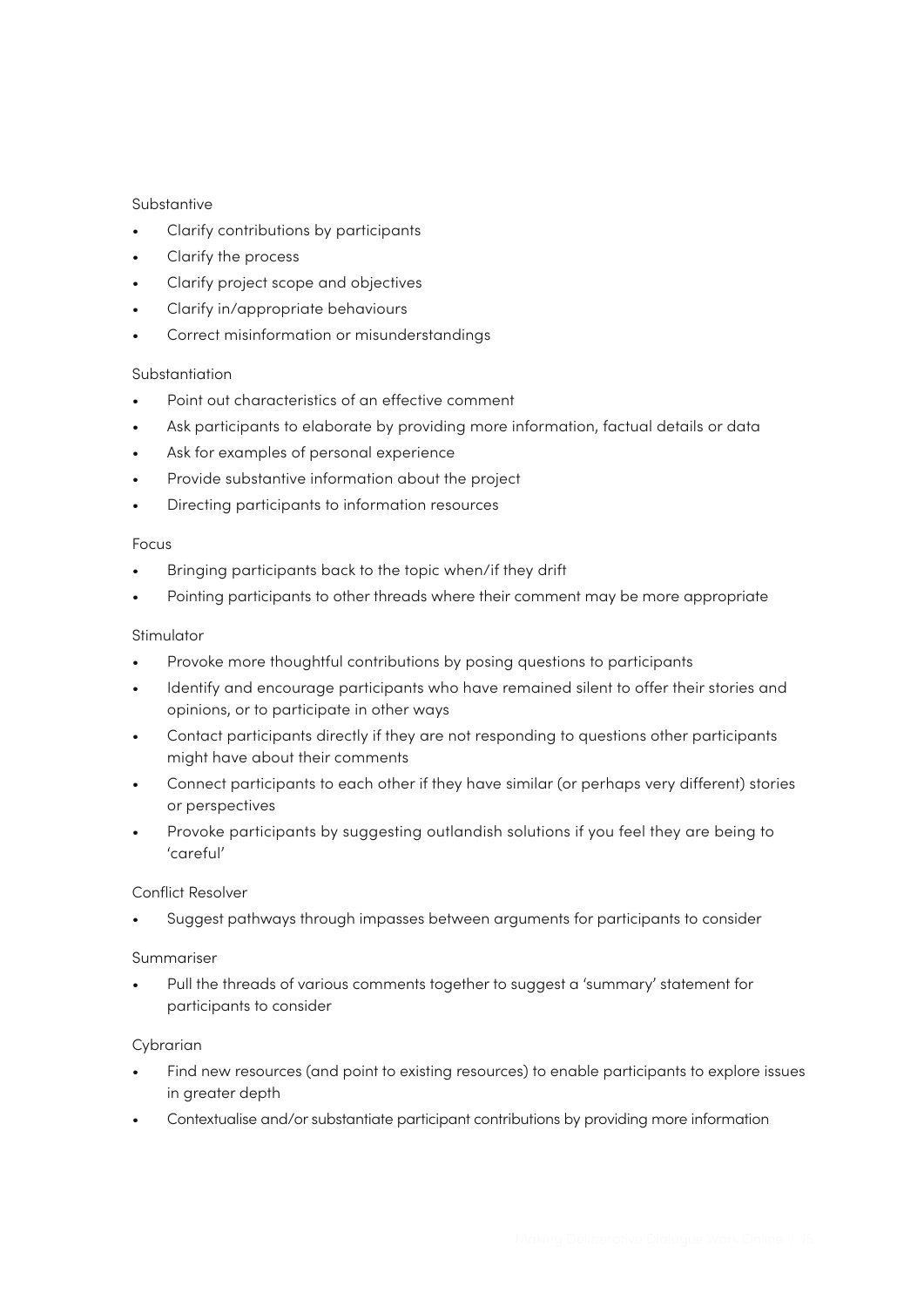Substantive

- Clarify contributions by participants
- Clarify the process
- Clarify project scope and objectives
- Clarify in/appropriate behaviours
- Correct misinformation or misunderstandings

Substantiation

- Point out characteristics of an effective comment
- Ask participants to elaborate by providing more information, factual details or data
- Ask for examples of personal experience
- Provide substantive information about the project
- Directing participants to information resources

Focus

- Bringing participants back to the topic when/if they drift
- Pointing participants to other threads where their comment may be more appropriate

Stimulator

- Provoke more thoughtful contributions by posing questions to participants
- Identify and encourage participants who have remained silent to offer their stories and opinions, or to participate in other ways
- Contact participants directly if they are not responding to questions other participants might have about their comments
- Connect participants to each other if they have similar (or perhaps very different) stories or perspectives
- Provoke participants by suggesting outlandish solutions if you feel they are being to 'careful'

Conflict Resolver

- Suggest pathways through impasses between arguments for participants to consider

Summariser

- Pull the threads of various comments together to suggest a 'summary' statement for participants to consider

Cybrarian

- Find new resources (and point to existing resources) to enable participants to explore issues in greater depth
- Contextualise and/or substantiate participant contributions by providing more information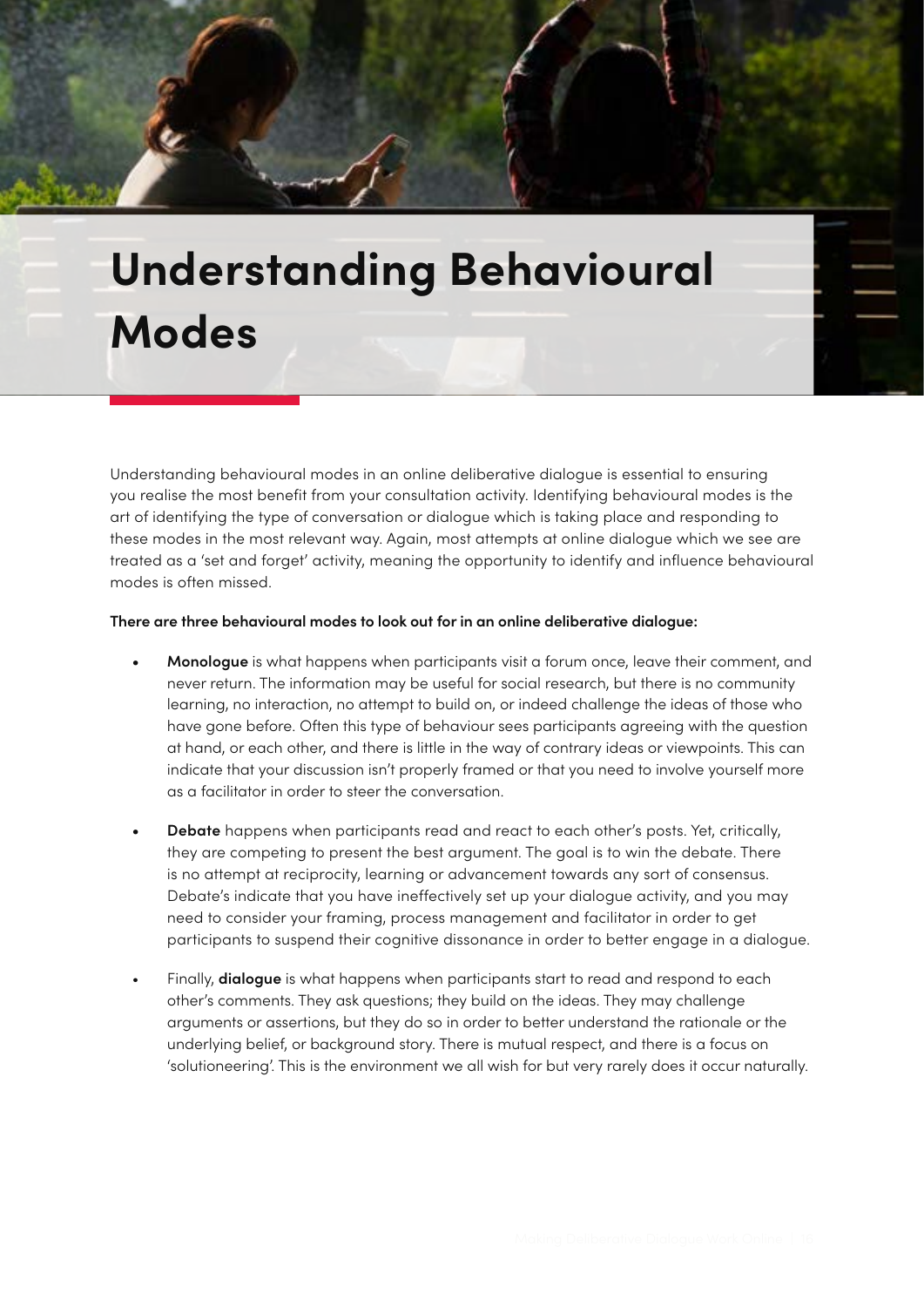# Understanding Behavioural Modes

Understanding behavioural modes in an online deliberative dialogue is essential to ensuring you realise the most benefit from your consultation activity. Identifying behavioural modes is the art of identifying the type of conversation or dialogue which is taking place and responding to these modes in the most relevant way. Again, most attempts at online dialogue which we see are treated as a 'set and forget' activity, meaning the opportunity to identify and influence behavioural modes is often missed.

**There are three behavioural modes to look out for in an online deliberative dialogue:**

- **Monologue** is what happens when participants visit a forum once, leave their comment, and never return. The information may be useful for social research, but there is no community learning, no interaction, no attempt to build on, or indeed challenge the ideas of those who have gone before. Often this type of behaviour sees participants agreeing with the question at hand, or each other, and there is little in the way of contrary ideas or viewpoints. This can indicate that your discussion isn't properly framed or that you need to involve yourself more as a facilitator in order to steer the conversation.

- **Debate** happens when participants read and react to each other's posts. Yet, critically, they are competing to present the best argument. The goal is to win the debate. There is no attempt at reciprocity, learning or advancement towards any sort of consensus. Debate's indicate that you have ineffectively set up your dialogue activity, and you may need to consider your framing, process management and facilitator in order to get participants to suspend their cognitive dissonance in order to better engage in a dialogue.

- Finally, **dialogue** is what happens when participants start to read and respond to each other's comments. They ask questions; they build on the ideas. They may challenge arguments or assertions, but they do so in order to better understand the rationale or the underlying belief, or background story. There is mutual respect, and there is a focus on 'solutioneering'. This is the environment we all wish for but very rarely does it occur naturally.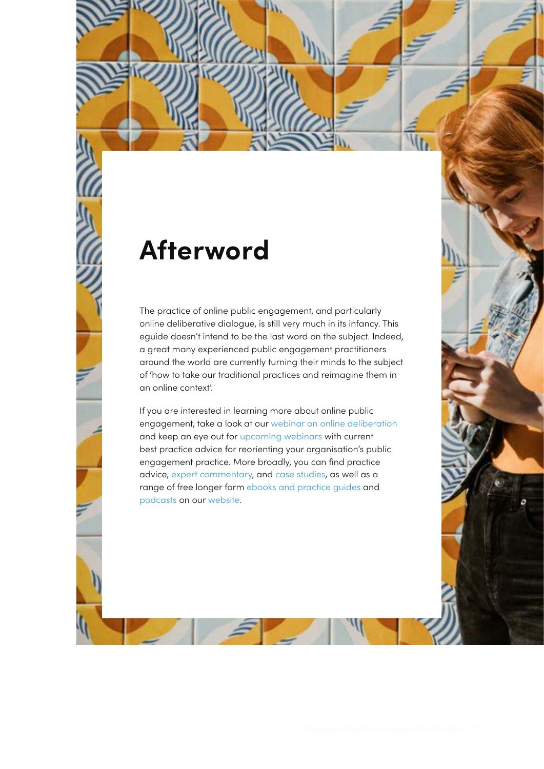# Afterword

The practice of online public engagement, and particularly online deliberative dialogue, is still very much in its infancy. This eguide doesn't intend to be the last word on the subject. Indeed, a great many experienced public engagement practitioners around the world are currently turning their minds to the subject of 'how to take our traditional practices and reimagine them in an online context'.

If you are interested in learning more about online public engagement, take a look at our webinar on online deliberation and keep an eye out for upcoming webinars with current best practice advice for reorienting your organisation's public engagement practice. More broadly, you can find practice advice, expert commentary, and case studies, as well as a range of free longer form ebooks and practice guides and podcasts on our website.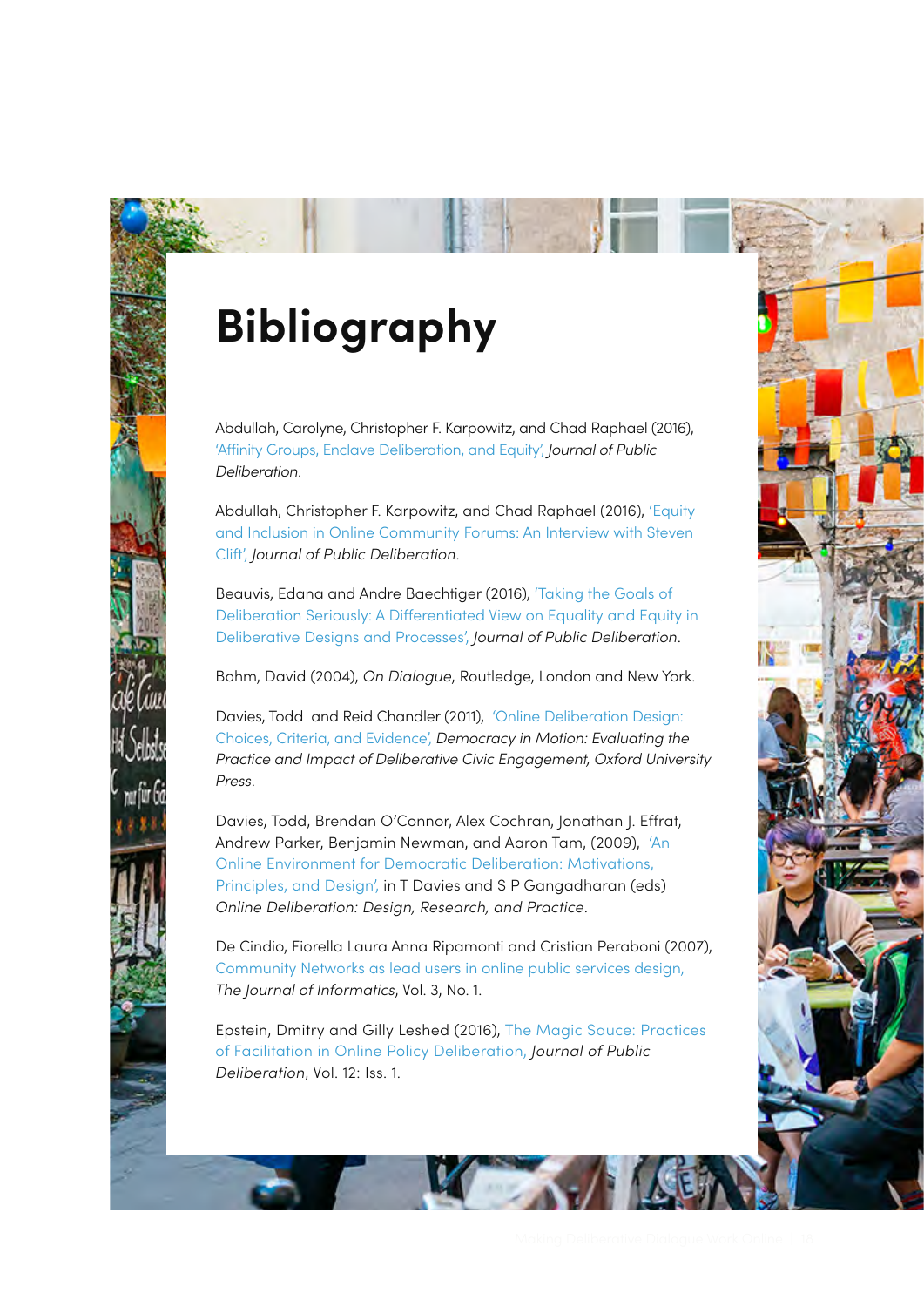# Bibliography

Abdullah, Carolyne, Christopher F. Karpowitz, and Chad Raphael (2016), 'Affinity Groups, Enclave Deliberation, and Equity', *Journal of Public Deliberation*.

Abdullah, Christopher F. Karpowitz, and Chad Raphael (2016), 'Equity and Inclusion in Online Community Forums: An Interview with Steven Clift', *Journal of Public Deliberation*.

Beauvis, Edana and Andre Baechtiger (2016), 'Taking the Goals of Deliberation Seriously: A Differentiated View on Equality and Equity in Deliberative Designs and Processes', *Journal of Public Deliberation*.

Bohm, David (2004), *On Dialogue*, Routledge, London and New York.

Davies, Todd and Reid Chandler (2011), 'Online Deliberation Design: Choices, Criteria, and Evidence', *Democracy in Motion: Evaluating the Practice and Impact of Deliberative Civic Engagement, Oxford University Press*.

Davies, Todd, Brendan O'Connor, Alex Cochran, Jonathan J. Effrat, Andrew Parker, Benjamin Newman, and Aaron Tam, (2009), 'An Online Environment for Democratic Deliberation: Motivations, Principles, and Design', in T Davies and S P Gangadharan (eds) *Online Deliberation: Design, Research, and Practice*.

De Cindio, Fiorella Laura Anna Ripamonti and Cristian Peraboni (2007), Community Networks as lead users in online public services design, *The Journal of Informatics*, Vol. 3, No. 1.

Epstein, Dmitry and Gilly Leshed (2016), The Magic Sauce: Practices of Facilitation in Online Policy Deliberation, *Journal of Public Deliberation*, Vol. 12: Iss. 1.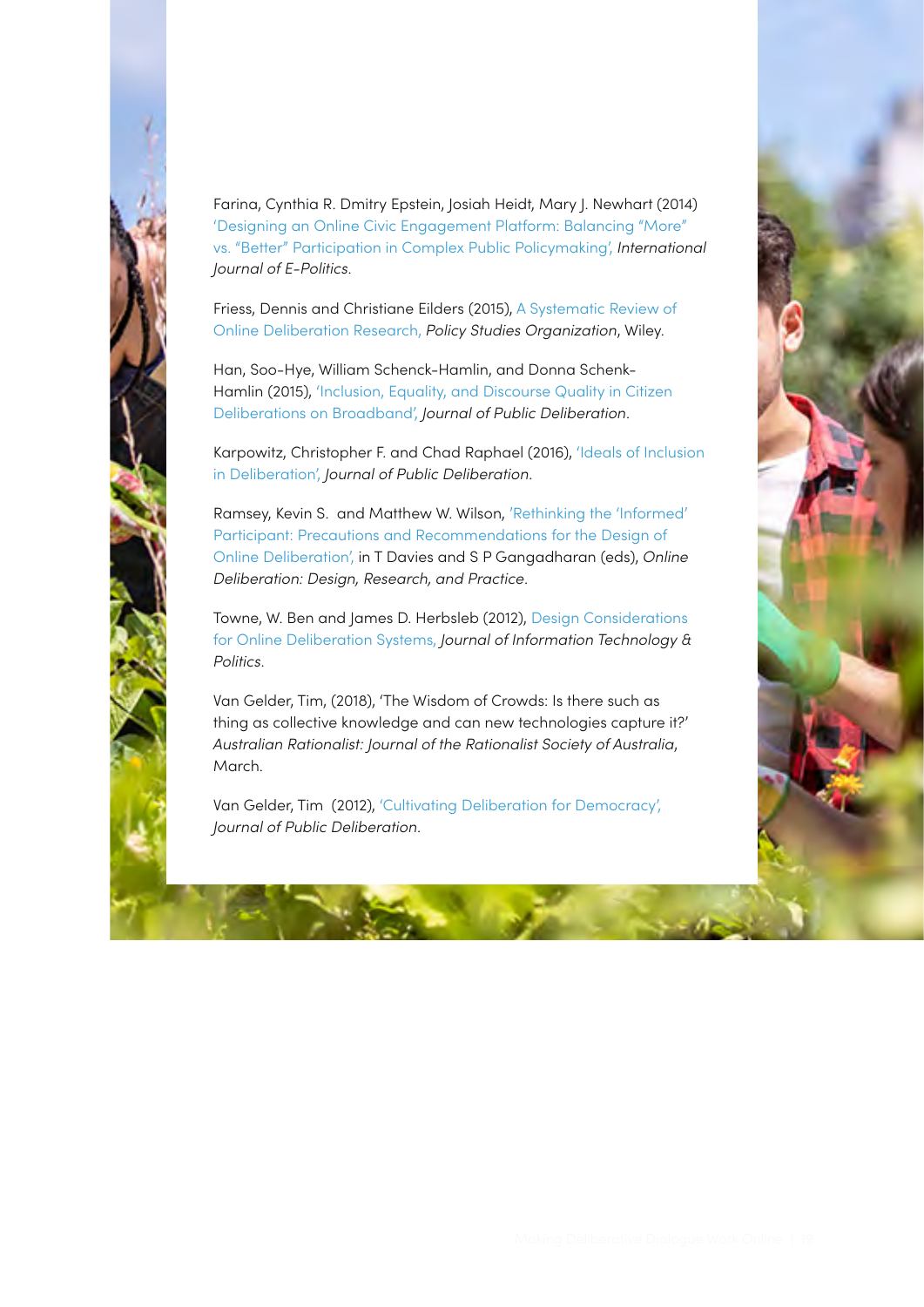Farina, Cynthia R. Dmitry Epstein, Josiah Heidt, Mary J. Newhart (2014) 'Designing an Online Civic Engagement Platform: Balancing "More" vs. "Better" Participation in Complex Public Policymaking', *International Journal of E-Politics*.

Friess, Dennis and Christiane Eilders (2015), A Systematic Review of Online Deliberation Research, *Policy Studies Organization*, Wiley.

Han, Soo-Hye, William Schenck-Hamlin, and Donna Schenck-Hamlin (2015), 'Inclusion, Equality, and Discourse Quality in Citizen Deliberations on Broadband', *Journal of Public Deliberation*.

Karpowitz, Christopher F. and Chad Raphael (2016), 'Ideals of Inclusion in Deliberation', *Journal of Public Deliberation*.

Ramsey, Kevin S. and Matthew W. Wilson, 'Rethinking the 'Informed' Participant: Precautions and Recommendations for the Design of Online Deliberation', in T Davies and S P Gangadharan (eds), *Online Deliberation: Design, Research, and Practice*.

Towne, W. Ben and James D. Herbsleb (2012), Design Considerations for Online Deliberation Systems, *Journal of Information Technology & Politics*.

Van Gelder, Tim, (2018), 'The Wisdom of Crowds: Is there such as thing as collective knowledge and can new technologies capture it?' *Australian Rationalist: Journal of the Rationalist Society of Australia*, March.

Van Gelder, Tim (2012), 'Cultivating Deliberation for Democracy', *Journal of Public Deliberation*.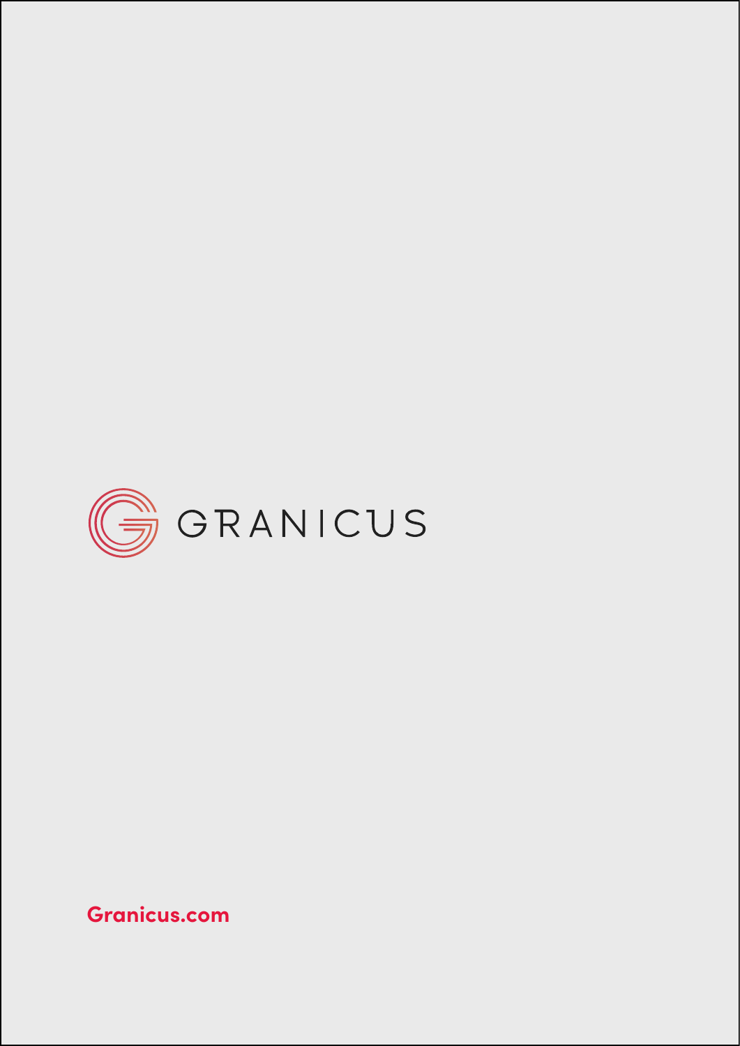GRANICUS

Granicus.com